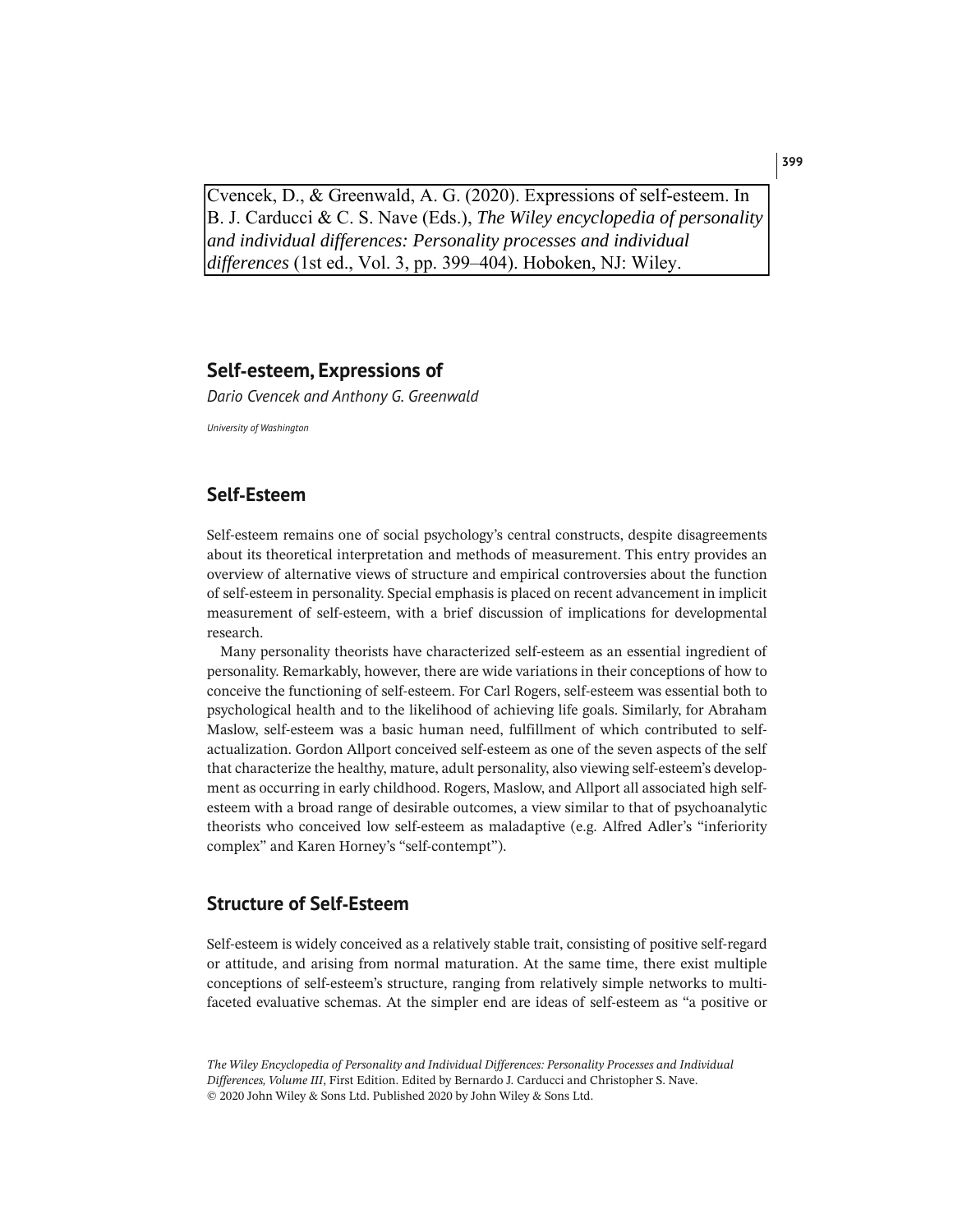Cvencek, D., & Greenwald, A. G. (2020). Expressions of self-esteem. In B. J. Carducci & C. S. Nave (Eds.), *The Wiley encyclopedia of personality and individual differences: Personality processes and individual differences* (1st ed., Vol. 3, pp. 399–404). Hoboken, NJ: Wiley.

# Self-esteem, Expressions of

*Dario Cvencek and Anthony G. Greenwald*

*University of Washington*

## Self-Esteem

Self-esteem remains one of social psychology's central constructs, despite disagreements about its theoretical interpretation and methods of measurement. This entry provides an overview of alternative views of structure and empirical controversies about the function of self-esteem in personality. Special emphasis is placed on recent advancement in implicit measurement of self-esteem, with a brief discussion of implications for developmental research.

Many personality theorists have characterized self-esteem as an essential ingredient of personality. Remarkably, however, there are wide variations in their conceptions of how to conceive the functioning of self-esteem. For Carl Rogers, self-esteem was essential both to psychological health and to the likelihood of achieving life goals. Similarly, for Abraham Maslow, self-esteem was a basic human need, fulfillment of which contributed to self-actualization. Gordon Allport conceived self-esteem as one of the seven aspects of the self that characterize the healthy, mature, adult personality, also viewing self-esteem's development as occurring in early childhood. Rogers, Maslow, and Allport all associated high self-esteem with a broad range of desirable outcomes, a view similar to that of psychoanalytic theorists who conceived low self-esteem as maladaptive (e.g. Alfred Adler's "inferiority complex" and Karen Horney's "self-contempt").

## Structure of Self-Esteem

Self-esteem is widely conceived as a relatively stable trait, consisting of positive self-regard or attitude, and arising from normal maturation. At the same time, there exist multiple conceptions of self-esteem's structure, ranging from relatively simple networks to multi-faceted evaluative schemas. At the simpler end are ideas of self-esteem as "a positive or

*The Wiley Encyclopedia of Personality and Individual Differences: Personality Processes and Individual Differences, Volume III*, First Edition. Edited by Bernardo J. Carducci and Christopher S. Nave.
© 2020 John Wiley & Sons Ltd. Published 2020 by John Wiley & Sons Ltd.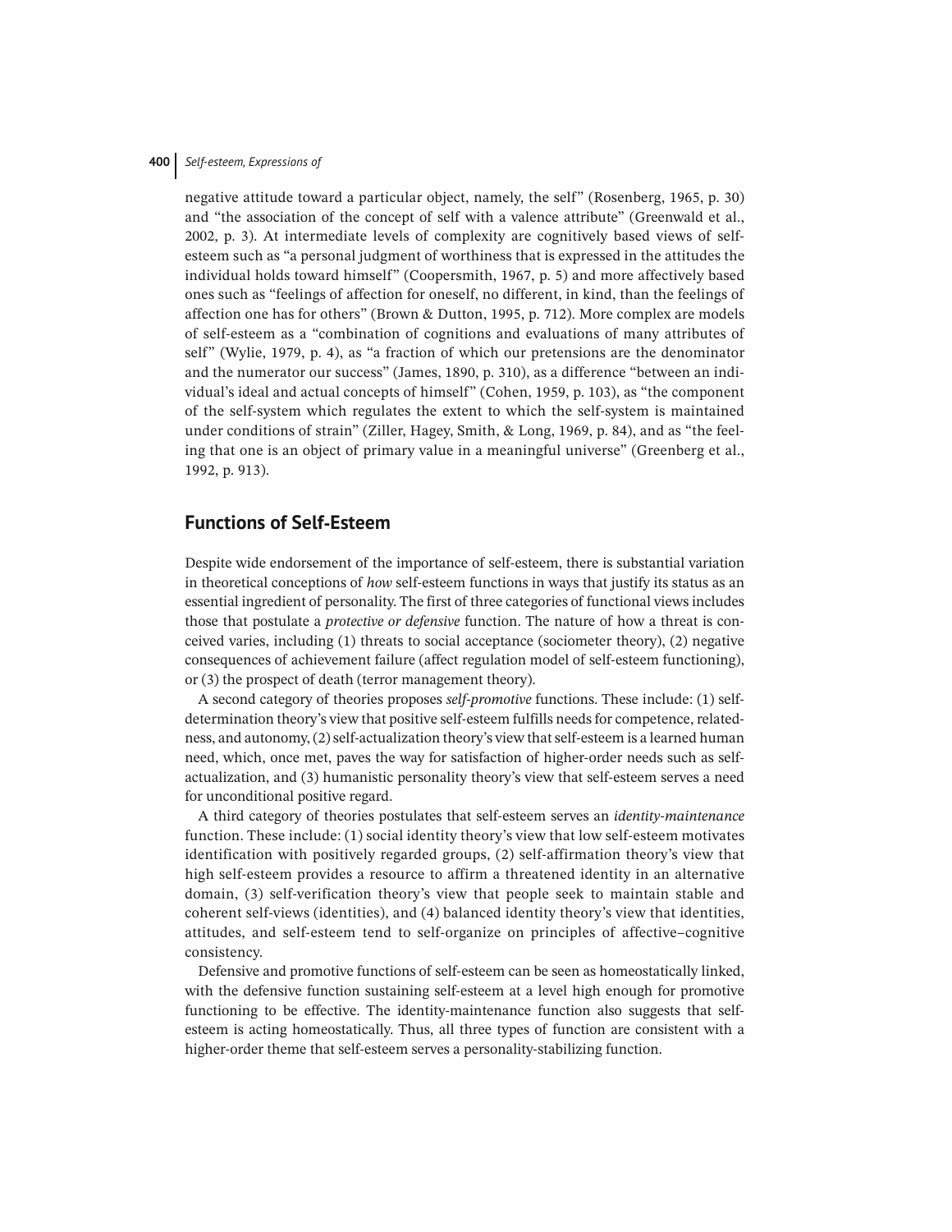negative attitude toward a particular object, namely, the self" (Rosenberg, 1965, p. 30) and "the association of the concept of self with a valence attribute" (Greenwald et al., 2002, p. 3). At intermediate levels of complexity are cognitively based views of self-esteem such as "a personal judgment of worthiness that is expressed in the attitudes the individual holds toward himself" (Coopersmith, 1967, p. 5) and more affectively based ones such as "feelings of affection for oneself, no different, in kind, than the feelings of affection one has for others" (Brown & Dutton, 1995, p. 712). More complex are models of self-esteem as a "combination of cognitions and evaluations of many attributes of self" (Wylie, 1979, p. 4), as "a fraction of which our pretensions are the denominator and the numerator our success" (James, 1890, p. 310), as a difference "between an individual's ideal and actual concepts of himself" (Cohen, 1959, p. 103), as "the component of the self-system which regulates the extent to which the self-system is maintained under conditions of strain" (Ziller, Hagey, Smith, & Long, 1969, p. 84), and as "the feeling that one is an object of primary value in a meaningful universe" (Greenberg et al., 1992, p. 913).

## Functions of Self-Esteem

Despite wide endorsement of the importance of self-esteem, there is substantial variation in theoretical conceptions of *how* self-esteem functions in ways that justify its status as an essential ingredient of personality. The first of three categories of functional views includes those that postulate a *protective or defensive* function. The nature of how a threat is conceived varies, including (1) threats to social acceptance (sociometer theory), (2) negative consequences of achievement failure (affect regulation model of self-esteem functioning), or (3) the prospect of death (terror management theory).

A second category of theories proposes *self-promotive* functions. These include: (1) self-determination theory's view that positive self-esteem fulfills needs for competence, relatedness, and autonomy, (2) self-actualization theory's view that self-esteem is a learned human need, which, once met, paves the way for satisfaction of higher-order needs such as self-actualization, and (3) humanistic personality theory's view that self-esteem serves a need for unconditional positive regard.

A third category of theories postulates that self-esteem serves an *identity-maintenance* function. These include: (1) social identity theory's view that low self-esteem motivates identification with positively regarded groups, (2) self-affirmation theory's view that high self-esteem provides a resource to affirm a threatened identity in an alternative domain, (3) self-verification theory's view that people seek to maintain stable and coherent self-views (identities), and (4) balanced identity theory's view that identities, attitudes, and self-esteem tend to self-organize on principles of affective–cognitive consistency.

Defensive and promotive functions of self-esteem can be seen as homeostatically linked, with the defensive function sustaining self-esteem at a level high enough for promotive functioning to be effective. The identity-maintenance function also suggests that self-esteem is acting homeostatically. Thus, all three types of function are consistent with a higher-order theme that self-esteem serves a personality-stabilizing function.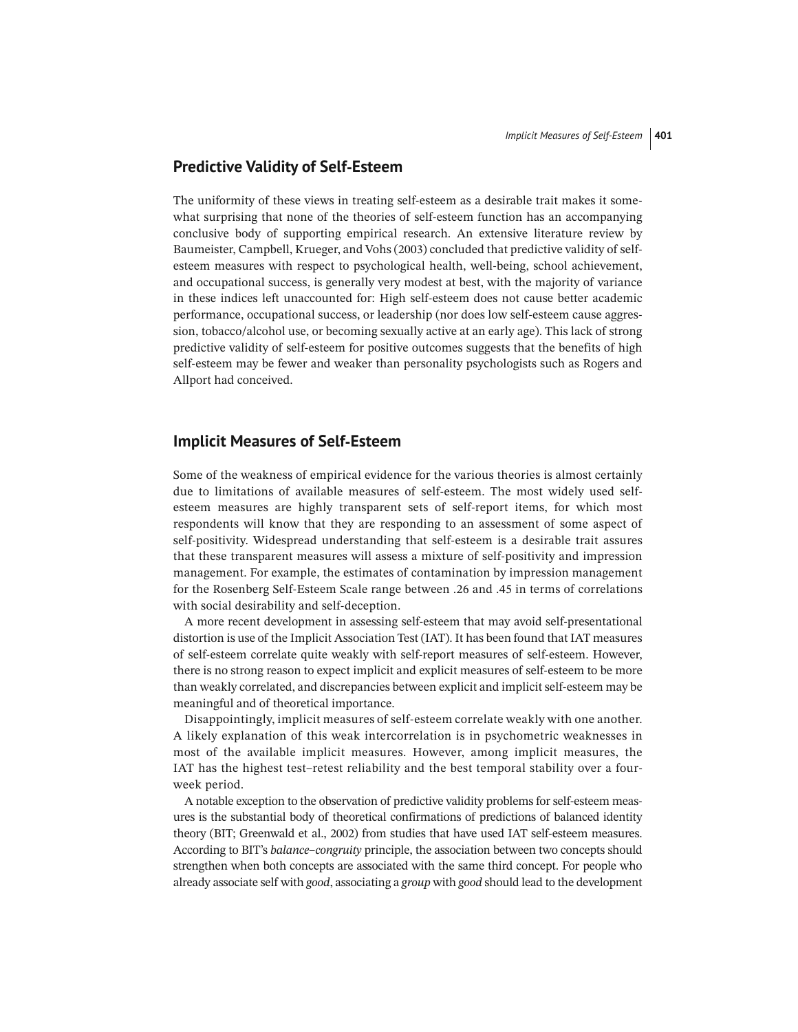## Predictive Validity of Self-Esteem

The uniformity of these views in treating self-esteem as a desirable trait makes it somewhat surprising that none of the theories of self-esteem function has an accompanying conclusive body of supporting empirical research. An extensive literature review by Baumeister, Campbell, Krueger, and Vohs (2003) concluded that predictive validity of self-esteem measures with respect to psychological health, well-being, school achievement, and occupational success, is generally very modest at best, with the majority of variance in these indices left unaccounted for: High self-esteem does not cause better academic performance, occupational success, or leadership (nor does low self-esteem cause aggression, tobacco/alcohol use, or becoming sexually active at an early age). This lack of strong predictive validity of self-esteem for positive outcomes suggests that the benefits of high self-esteem may be fewer and weaker than personality psychologists such as Rogers and Allport had conceived.

## Implicit Measures of Self-Esteem

Some of the weakness of empirical evidence for the various theories is almost certainly due to limitations of available measures of self-esteem. The most widely used self-esteem measures are highly transparent sets of self-report items, for which most respondents will know that they are responding to an assessment of some aspect of self-positivity. Widespread understanding that self-esteem is a desirable trait assures that these transparent measures will assess a mixture of self-positivity and impression management. For example, the estimates of contamination by impression management for the Rosenberg Self-Esteem Scale range between .26 and .45 in terms of correlations with social desirability and self-deception.

A more recent development in assessing self-esteem that may avoid self-presentational distortion is use of the Implicit Association Test (IAT). It has been found that IAT measures of self-esteem correlate quite weakly with self-report measures of self-esteem. However, there is no strong reason to expect implicit and explicit measures of self-esteem to be more than weakly correlated, and discrepancies between explicit and implicit self-esteem may be meaningful and of theoretical importance.

Disappointingly, implicit measures of self-esteem correlate weakly with one another. A likely explanation of this weak intercorrelation is in psychometric weaknesses in most of the available implicit measures. However, among implicit measures, the IAT has the highest test–retest reliability and the best temporal stability over a four-week period.

A notable exception to the observation of predictive validity problems for self-esteem measures is the substantial body of theoretical confirmations of predictions of balanced identity theory (BIT; Greenwald et al., 2002) from studies that have used IAT self-esteem measures. According to BIT's *balance–congruity* principle, the association between two concepts should strengthen when both concepts are associated with the same third concept. For people who already associate self with *good*, associating a *group* with *good* should lead to the development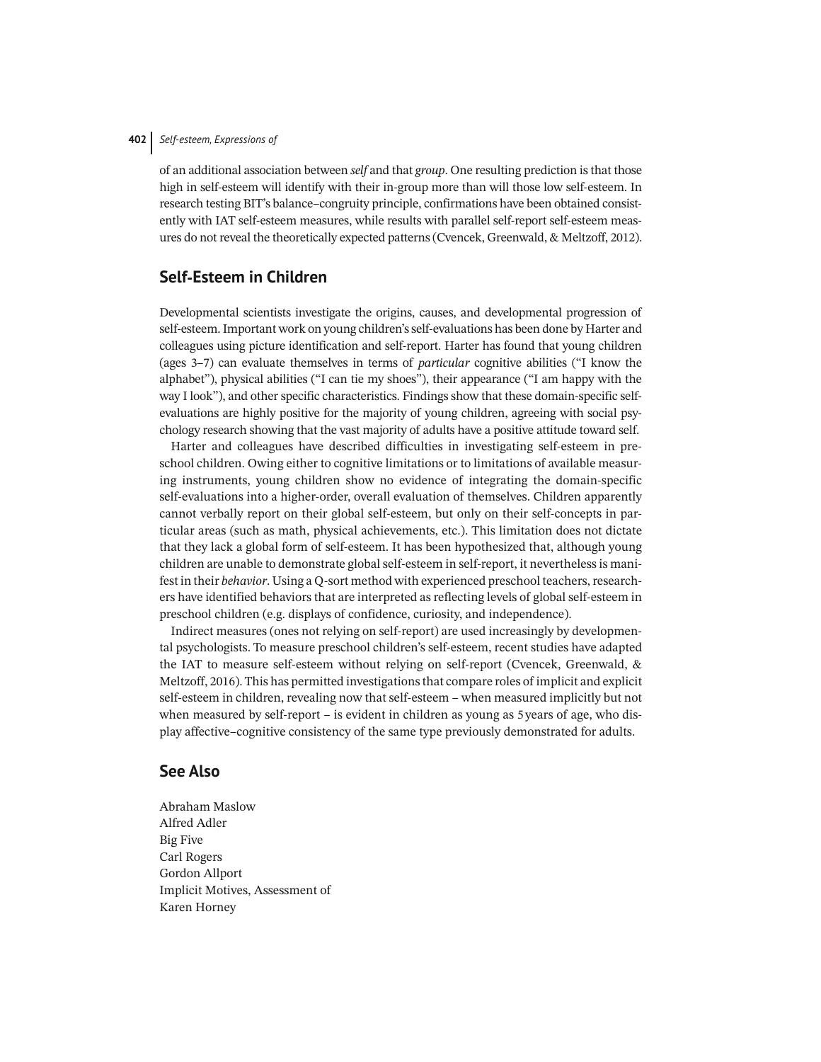of an additional association between *self* and that *group*. One resulting prediction is that those high in self-esteem will identify with their in-group more than will those low self-esteem. In research testing BIT's balance–congruity principle, confirmations have been obtained consistently with IAT self-esteem measures, while results with parallel self-report self-esteem measures do not reveal the theoretically expected patterns (Cvencek, Greenwald, & Meltzoff, 2012).

## Self-Esteem in Children

Developmental scientists investigate the origins, causes, and developmental progression of self-esteem. Important work on young children's self-evaluations has been done by Harter and colleagues using picture identification and self-report. Harter has found that young children (ages 3–7) can evaluate themselves in terms of *particular* cognitive abilities ("I know the alphabet"), physical abilities ("I can tie my shoes"), their appearance ("I am happy with the way I look"), and other specific characteristics. Findings show that these domain-specific self-evaluations are highly positive for the majority of young children, agreeing with social psychology research showing that the vast majority of adults have a positive attitude toward self.

Harter and colleagues have described difficulties in investigating self-esteem in preschool children. Owing either to cognitive limitations or to limitations of available measuring instruments, young children show no evidence of integrating the domain-specific self-evaluations into a higher-order, overall evaluation of themselves. Children apparently cannot verbally report on their global self-esteem, but only on their self-concepts in particular areas (such as math, physical achievements, etc.). This limitation does not dictate that they lack a global form of self-esteem. It has been hypothesized that, although young children are unable to demonstrate global self-esteem in self-report, it nevertheless is manifest in their *behavior*. Using a Q-sort method with experienced preschool teachers, researchers have identified behaviors that are interpreted as reflecting levels of global self-esteem in preschool children (e.g. displays of confidence, curiosity, and independence).

Indirect measures (ones not relying on self-report) are used increasingly by developmental psychologists. To measure preschool children's self-esteem, recent studies have adapted the IAT to measure self-esteem without relying on self-report (Cvencek, Greenwald, & Meltzoff, 2016). This has permitted investigations that compare roles of implicit and explicit self-esteem in children, revealing now that self-esteem – when measured implicitly but not when measured by self-report – is evident in children as young as 5 years of age, who display affective–cognitive consistency of the same type previously demonstrated for adults.

## See Also

Abraham Maslow
Alfred Adler
Big Five
Carl Rogers
Gordon Allport
Implicit Motives, Assessment of
Karen Horney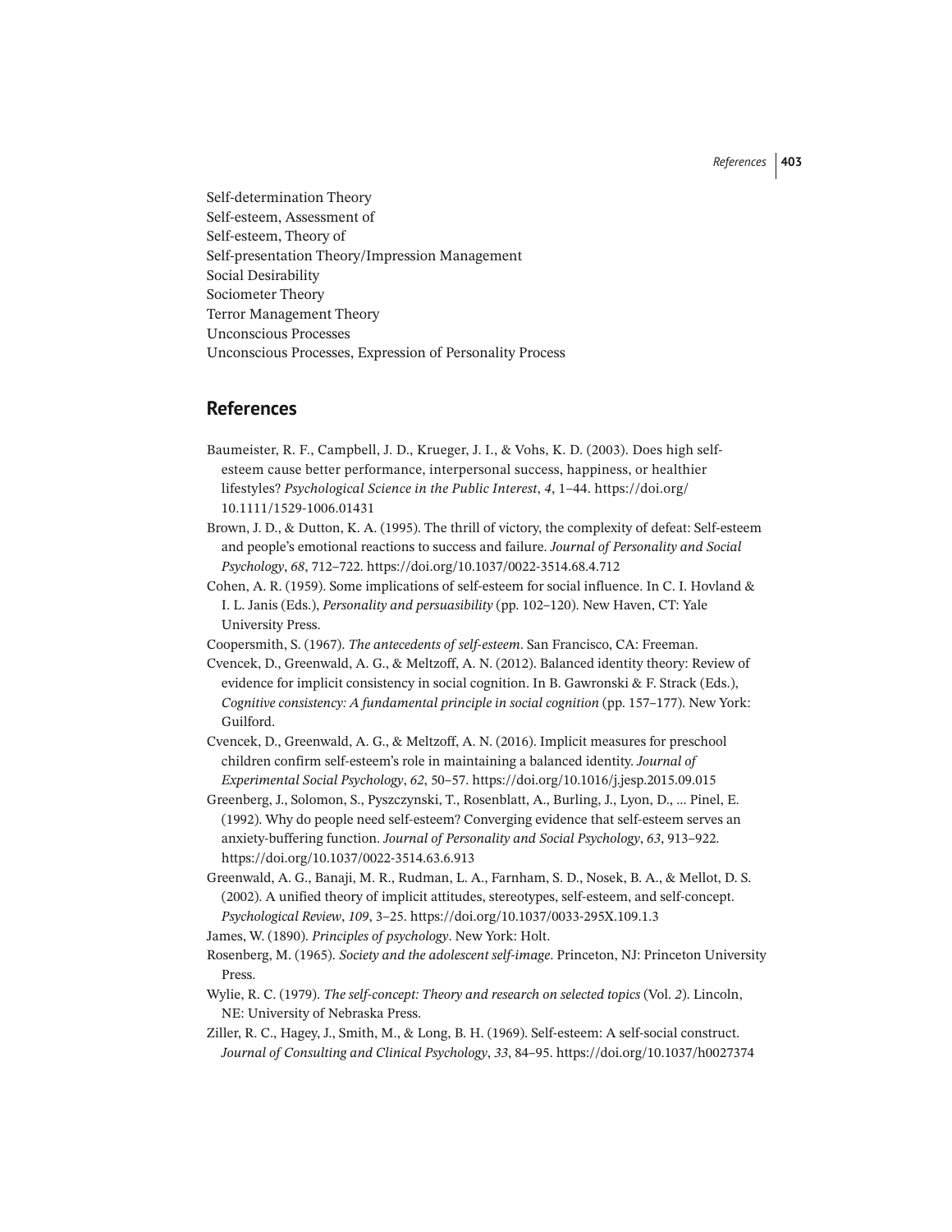Self-determination Theory
Self-esteem, Assessment of
Self-esteem, Theory of
Self-presentation Theory/Impression Management
Social Desirability
Sociometer Theory
Terror Management Theory
Unconscious Processes
Unconscious Processes, Expression of Personality Process

## References

Baumeister, R. F., Campbell, J. D., Krueger, J. I., & Vohs, K. D. (2003). Does high self-esteem cause better performance, interpersonal success, happiness, or healthier lifestyles? *Psychological Science in the Public Interest*, *4*, 1–44. https://doi.org/10.1111/1529-1006.01431

Brown, J. D., & Dutton, K. A. (1995). The thrill of victory, the complexity of defeat: Self-esteem and people's emotional reactions to success and failure. *Journal of Personality and Social Psychology*, *68*, 712–722. https://doi.org/10.1037/0022-3514.68.4.712

Cohen, A. R. (1959). Some implications of self-esteem for social influence. In C. I. Hovland & I. L. Janis (Eds.), *Personality and persuasibility* (pp. 102–120). New Haven, CT: Yale University Press.

Coopersmith, S. (1967). *The antecedents of self-esteem*. San Francisco, CA: Freeman.

Cvencek, D., Greenwald, A. G., & Meltzoff, A. N. (2012). Balanced identity theory: Review of evidence for implicit consistency in social cognition. In B. Gawronski & F. Strack (Eds.), *Cognitive consistency: A fundamental principle in social cognition* (pp. 157–177). New York: Guilford.

Cvencek, D., Greenwald, A. G., & Meltzoff, A. N. (2016). Implicit measures for preschool children confirm self-esteem's role in maintaining a balanced identity. *Journal of Experimental Social Psychology*, *62*, 50–57. https://doi.org/10.1016/j.jesp.2015.09.015

Greenberg, J., Solomon, S., Pyszczynski, T., Rosenblatt, A., Burling, J., Lyon, D., ... Pinel, E. (1992). Why do people need self-esteem? Converging evidence that self-esteem serves an anxiety-buffering function. *Journal of Personality and Social Psychology*, *63*, 913–922. https://doi.org/10.1037/0022-3514.63.6.913

Greenwald, A. G., Banaji, M. R., Rudman, L. A., Farnham, S. D., Nosek, B. A., & Mellot, D. S. (2002). A unified theory of implicit attitudes, stereotypes, self-esteem, and self-concept. *Psychological Review*, *109*, 3–25. https://doi.org/10.1037/0033-295X.109.1.3

James, W. (1890). *Principles of psychology*. New York: Holt.

Rosenberg, M. (1965). *Society and the adolescent self-image*. Princeton, NJ: Princeton University Press.

Wylie, R. C. (1979). *The self-concept: Theory and research on selected topics* (Vol. *2*). Lincoln, NE: University of Nebraska Press.

Ziller, R. C., Hagey, J., Smith, M., & Long, B. H. (1969). Self-esteem: A self-social construct. *Journal of Consulting and Clinical Psychology*, *33*, 84–95. https://doi.org/10.1037/h0027374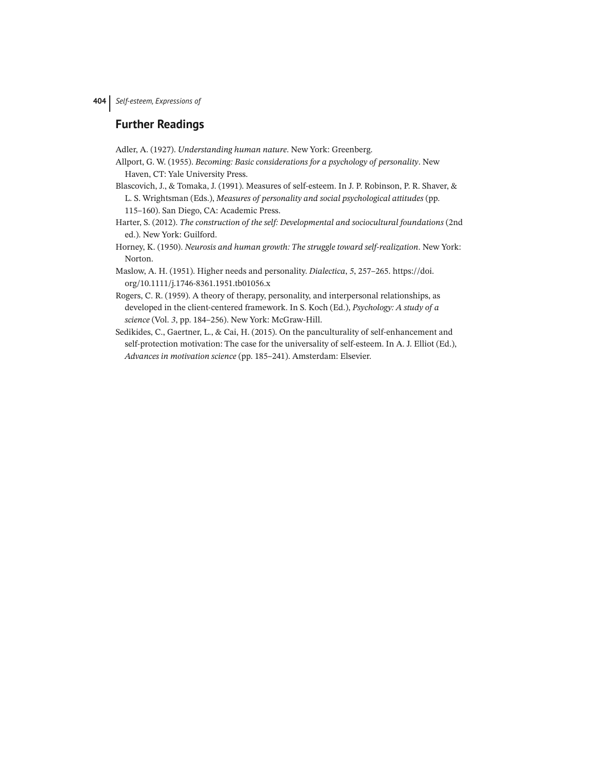## Further Readings

Adler, A. (1927). *Understanding human nature*. New York: Greenberg.

Allport, G. W. (1955). *Becoming: Basic considerations for a psychology of personality*. New Haven, CT: Yale University Press.

Blascovich, J., & Tomaka, J. (1991). Measures of self-esteem. In J. P. Robinson, P. R. Shaver, & L. S. Wrightsman (Eds.), *Measures of personality and social psychological attitudes* (pp. 115–160). San Diego, CA: Academic Press.

Harter, S. (2012). *The construction of the self: Developmental and sociocultural foundations* (2nd ed.). New York: Guilford.

Horney, K. (1950). *Neurosis and human growth: The struggle toward self-realization*. New York: Norton.

Maslow, A. H. (1951). Higher needs and personality. *Dialectica*, *5*, 257–265. https://doi.org/10.1111/j.1746-8361.1951.tb01056.x

Rogers, C. R. (1959). A theory of therapy, personality, and interpersonal relationships, as developed in the client-centered framework. In S. Koch (Ed.), *Psychology: A study of a science* (Vol. *3*, pp. 184–256). New York: McGraw-Hill.

Sedikides, C., Gaertner, L., & Cai, H. (2015). On the panculturality of self-enhancement and self-protection motivation: The case for the universality of self-esteem. In A. J. Elliot (Ed.), *Advances in motivation science* (pp. 185–241). Amsterdam: Elsevier.